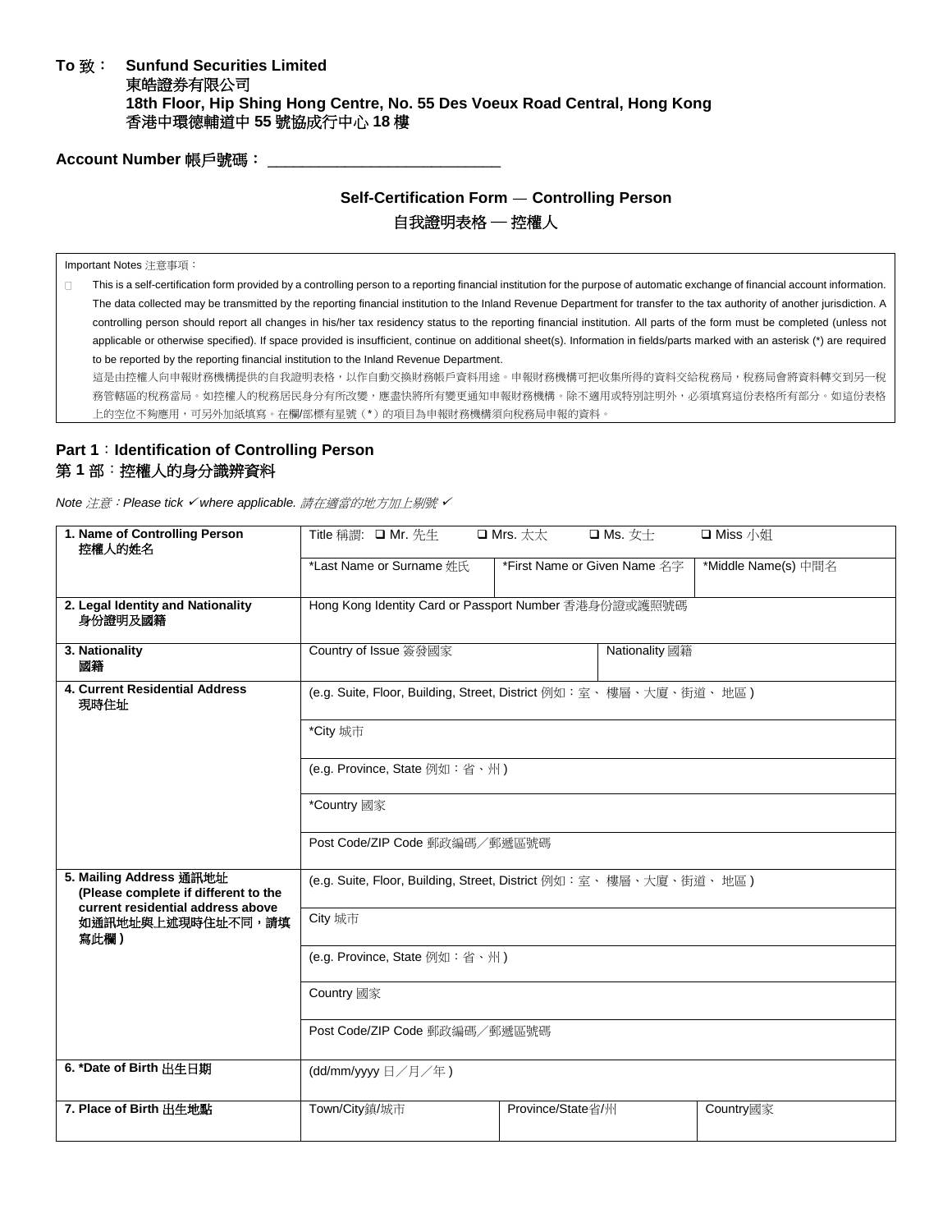**To 致： Sunfund Securities Limited**
**東皓證券有限公司**
**18th Floor, Hip Shing Hong Centre, No. 55 Des Voeux Road Central, Hong Kong**
**香港中環德輔道中 55 號協成行中心 18 樓**

**Account Number 帳戶號碼：** ___________________________

## Self-Certification Form — Controlling Person
## 自我證明表格 — 控權人

Important Notes 注意事項：

- This is a self-certification form provided by a controlling person to a reporting financial institution for the purpose of automatic exchange of financial account information. The data collected may be transmitted by the reporting financial institution to the Inland Revenue Department for transfer to the tax authority of another jurisdiction. A controlling person should report all changes in his/her tax residency status to the reporting financial institution. All parts of the form must be completed (unless not applicable or otherwise specified). If space provided is insufficient, continue on additional sheet(s). Information in fields/parts marked with an asterisk (*) are required to be reported by the reporting financial institution to the Inland Revenue Department.
  這是由控權人向申報財務機構提供的自我證明表格，以作自動交換財務帳戶資料用途。申報財務機構可把收集所得的資料交給稅務局，稅務局會將資料轉交到另一稅務管轄區的稅務當局。如控權人的稅務居民身分有所改變，應盡快將所有變更通知申報財務機構。除不適用或特別註明外，必須填寫這份表格所有部分。如這份表格上的空位不夠應用，可另外加紙填寫。在欄/部標有星號（*）的項目為申報財務機構須向稅務局申報的資料。

## Part 1：Identification of Controlling Person
## 第 1 部：控權人的身分識辨資料

*Note 注意：Please tick ✓ where applicable. 請在適當的地方加上剔號 ✓*

| | | | |
|---|---|---|---|
| **1. Name of Controlling Person 控權人的姓名** | Title 稱謂: ☐ Mr. 先生 ☐ Mrs. 太太 ☐ Ms. 女士 ☐ Miss 小姐 | | |
| | *Last Name or Surname 姓氏 | *First Name or Given Name 名字 | *Middle Name(s) 中間名 |
| **2. Legal Identity and Nationality 身份證明及國籍** | Hong Kong Identity Card or Passport Number 香港身份證或護照號碼 | | |
| **3. Nationality 國籍** | Country of Issue 簽發國家 | Nationality 國籍 | |
| **4. Current Residential Address 現時住址** | (e.g. Suite, Floor, Building, Street, District 例如：室、 樓層、大廈、街道、 地區 ) | | |
| | *City 城市 | | |
| | (e.g. Province, State 例如：省、州 ) | | |
| | *Country 國家 | | |
| | Post Code/ZIP Code 郵政編碼／郵遞區號碼 | | |
| **5. Mailing Address 通訊地址 (Please complete if different to the current residential address above 如通訊地址與上述現時住址不同，請填寫此欄 )** | (e.g. Suite, Floor, Building, Street, District 例如：室、 樓層、大廈、街道、 地區 ) | | |
| | City 城市 | | |
| | (e.g. Province, State 例如：省、州 ) | | |
| | Country 國家 | | |
| | Post Code/ZIP Code 郵政編碼／郵遞區號碼 | | |
| **6. *Date of Birth 出生日期** | (dd/mm/yyyy 日／月／年 ) | | |
| **7. Place of Birth 出生地點** | Town/City鎮/城市 | Province/State省/州 | Country國家 |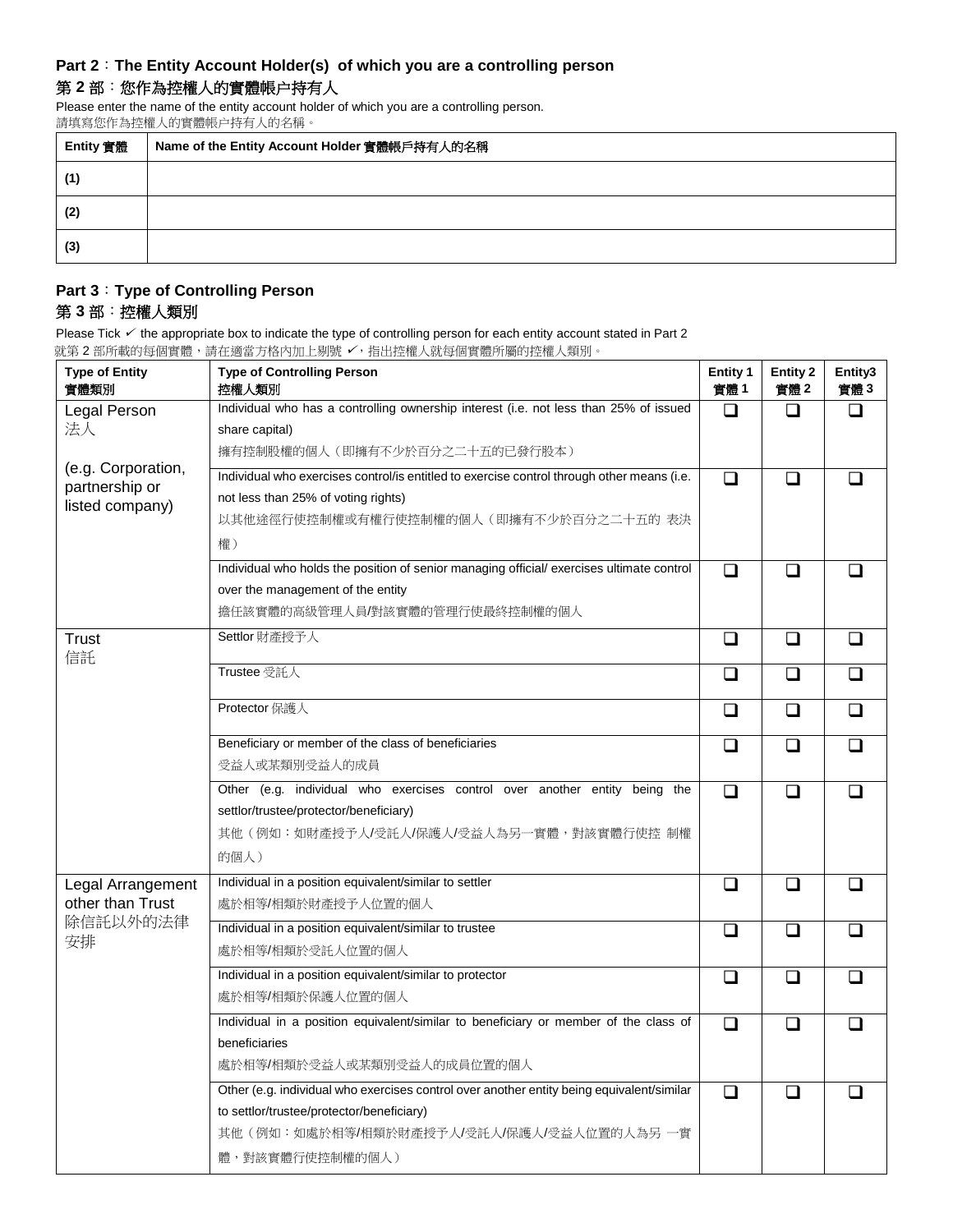## Part 2：The Entity Account Holder(s) of which you are a controlling person

## 第 2 部：您作為控權人的實體帳户持有人

Please enter the name of the entity account holder of which you are a controlling person.
請填寫您作為控權人的實體帳户持有人的名稱。

| Entity 實體 | Name of the Entity Account Holder 實體帳戶持有人的名稱 |
|---|---|
| (1) | |
| (2) | |
| (3) | |

## Part 3：Type of Controlling Person

## 第 3 部：控權人類別

Please Tick ✓ the appropriate box to indicate the type of controlling person for each entity account stated in Part 2
就第 2 部所載的每個實體，請在適當方格內加上剔號 ✓，指出控權人就每個實體所屬的控權人類別。

| Type of Entity 實體類別 | Type of Controlling Person 控權人類別 | Entity 1 實體 1 | Entity 2 實體 2 | Entity3 實體 3 |
|---|---|---|---|---|
| Legal Person 法人 (e.g. Corporation, partnership or listed company) | Individual who has a controlling ownership interest (i.e. not less than 25% of issued share capital) 擁有控制股權的個人（即擁有不少於百分之二十五的已發行股本） | ❑ | ❑ | ❑ |
| | Individual who exercises control/is entitled to exercise control through other means (i.e. not less than 25% of voting rights) 以其他途徑行使控制權或有權行使控制權的個人（即擁有不少於百分之二十五的 表決權） | ❑ | ❑ | ❑ |
| | Individual who holds the position of senior managing official/ exercises ultimate control over the management of the entity 擔任該實體的高級管理人員/對該實體的管理行使最終控制權的個人 | ❑ | ❑ | ❑ |
| Trust 信託 | Settlor 財產授予人 | ❑ | ❑ | ❑ |
| | Trustee 受託人 | ❑ | ❑ | ❑ |
| | Protector 保護人 | ❑ | ❑ | ❑ |
| | Beneficiary or member of the class of beneficiaries 受益人或某類別受益人的成員 | ❑ | ❑ | ❑ |
| | Other (e.g. individual who exercises control over another entity being the settlor/trustee/protector/beneficiary) 其他（例如：如財產授予人/受託人/保護人/受益人為另一實體，對該實體行使控 制權的個人） | ❑ | ❑ | ❑ |
| Legal Arrangement other than Trust 除信託以外的法律安排 | Individual in a position equivalent/similar to settler 處於相等/相類於財產授予人位置的個人 | ❑ | ❑ | ❑ |
| | Individual in a position equivalent/similar to trustee 處於相等/相類於受託人位置的個人 | ❑ | ❑ | ❑ |
| | Individual in a position equivalent/similar to protector 處於相等/相類於保護人位置的個人 | ❑ | ❑ | ❑ |
| | Individual in a position equivalent/similar to beneficiary or member of the class of beneficiaries 處於相等/相類於受益人或某類別受益人的成員位置的個人 | ❑ | ❑ | ❑ |
| | Other (e.g. individual who exercises control over another entity being equivalent/similar to settlor/trustee/protector/beneficiary) 其他（例如：如處於相等/相類於財產授予人/受託人/保護人/受益人位置的人為另 一實體，對該實體行使控制權的個人） | ❑ | ❑ | ❑ |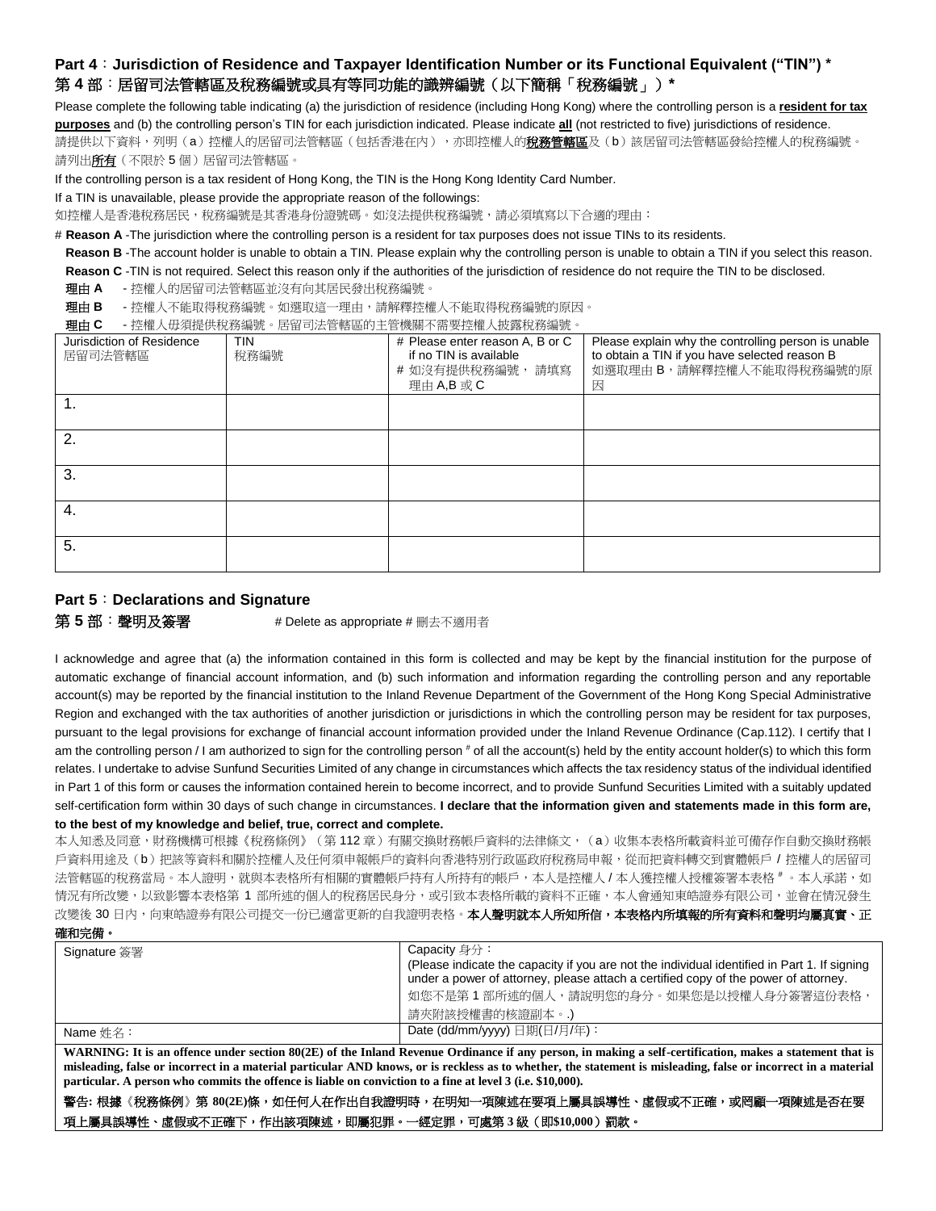## Part 4：Jurisdiction of Residence and Taxpayer Identification Number or its Functional Equivalent (“TIN”) *
## 第 4 部：居留司法管轄區及稅務編號或具有等同功能的識辨編號（以下簡稱「稅務編號」）*

Please complete the following table indicating (a) the jurisdiction of residence (including Hong Kong) where the controlling person is a **resident for tax purposes** and (b) the controlling person’s TIN for each jurisdiction indicated. Please indicate **all** (not restricted to five) jurisdictions of residence.

請提供以下資料，列明（a）控權人的居留司法管轄區（包括香港在內），亦即控權人的**稅務管轄區**及（b）該居留司法管轄區發給控權人的稅務編號。請列出*所有*（不限於 5 個）居留司法管轄區。

If the controlling person is a tax resident of Hong Kong, the TIN is the Hong Kong Identity Card Number.

If a TIN is unavailable, please provide the appropriate reason of the followings:

如控權人是香港稅務居民，稅務編號是其香港身份證號碼。如沒法提供稅務編號，請必須填寫以下合適的理由：

# **Reason A** -The jurisdiction where the controlling person is a resident for tax purposes does not issue TINs to its residents.

**Reason B** -The account holder is unable to obtain a TIN. Please explain why the controlling person is unable to obtain a TIN if you select this reason.

**Reason C** -TIN is not required. Select this reason only if the authorities of the jurisdiction of residence do not require the TIN to be disclosed.

**理由 A** - 控權人的居留司法管轄區並沒有向其居民發出稅務編號。

**理由 B** - 控權人不能取得稅務編號。如選取這一理由，請解釋控權人不能取得稅務編號的原因。

**理由 C** - 控權人毋須提供稅務編號。居留司法管轄區的主管機關不需要控權人披露稅務編號。

| Jurisdiction of Residence 居留司法管轄區 | TIN 稅務編號 | # Please enter reason A, B or C if no TIN is available # 如沒有提供稅務編號， 請填寫理由 A,B 或 C | Please explain why the controlling person is unable to obtain a TIN if you have selected reason B 如選取理由 B，請解釋控權人不能取得稅務編號的原因 |
|---|---|---|---|
| 1. | | | |
| 2. | | | |
| 3. | | | |
| 4. | | | |
| 5. | | | |

## Part 5：Declarations and Signature
## 第 5 部：聲明及簽署

# Delete as appropriate # 刪去不適用者

I acknowledge and agree that (a) the information contained in this form is collected and may be kept by the financial institution for the purpose of automatic exchange of financial account information, and (b) such information and information regarding the controlling person and any reportable account(s) may be reported by the financial institution to the Inland Revenue Department of the Government of the Hong Kong Special Administrative Region and exchanged with the tax authorities of another jurisdiction or jurisdictions in which the controlling person may be resident for tax purposes, pursuant to the legal provisions for exchange of financial account information provided under the Inland Revenue Ordinance (Cap.112). I certify that I am the controlling person / I am authorized to sign for the controlling person # of all the account(s) held by the entity account holder(s) to which this form relates. I undertake to advise Sunfund Securities Limited of any change in circumstances which affects the tax residency status of the individual identified in Part 1 of this form or causes the information contained herein to become incorrect, and to provide Sunfund Securities Limited with a suitably updated self-certification form within 30 days of such change in circumstances. **I declare that the information given and statements made in this form are, to the best of my knowledge and belief, true, correct and complete.**

本人知悉及同意，財務機構可根據《稅務條例》（第 112 章）有關交換財務帳戶資料的法律條文，（a）收集本表格所載資料並可備存作自動交換財務帳戶資料用途及（b）把該等資料和關於控權人及任何須申報帳戶的資料向香港特別行政區政府稅務局申報，從而把資料轉交到實體帳戶 / 控權人的居留司法管轄區的稅務當局。本人證明，就與本表格所有相關的實體帳戶持有人所持有的帳戶，本人是控權人 / 本人獲控權人授權簽署本表格 #。本人承諾，如情況有所改變，以致影響本表格第 1 部所述的個人的稅務居民身分，或引致本表格所載的資料不正確，本人會通知東皓證券有限公司，並會在情況發生改變後 30 日內，向東皓證券有限公司提交一份已適當更新的自我證明表格。**本人聲明就本人所知所信，本表格內所填報的所有資料和聲明均屬真實、正確和完備。**

| | |
|---|---|
| Signature 簽署 | Capacity 身分：<br>(Please indicate the capacity if you are not the individual identified in Part 1. If signing under a power of attorney, please attach a certified copy of the power of attorney.<br>如您不是第 1 部所述的個人，請說明您的身分。如果您是以授權人身分簽署這份表格，請夾附該授權書的核證副本。.) |
| Name 姓名： | Date (dd/mm/yyyy) 日期(日/月/年)： |

**WARNING: It is an offence under section 80(2E) of the Inland Revenue Ordinance if any person, in making a self-certification, makes a statement that is misleading, false or incorrect in a material particular AND knows, or is reckless as to whether, the statement is misleading, false or incorrect in a material particular. A person who commits the offence is liable on conviction to a fine at level 3 (i.e. $10,000).**

**警告: 根據《稅務條例》第 80(2E)條，如任何人在作出自我證明時，在明知一項陳述在要項上屬具誤導性、虛假或不正確，或罔顧一項陳述是否在要項上屬具誤導性、虛假或不正確下，作出該項陳述，即屬犯罪。一經定罪，可處第 3 級（即$10,000）罰款。**